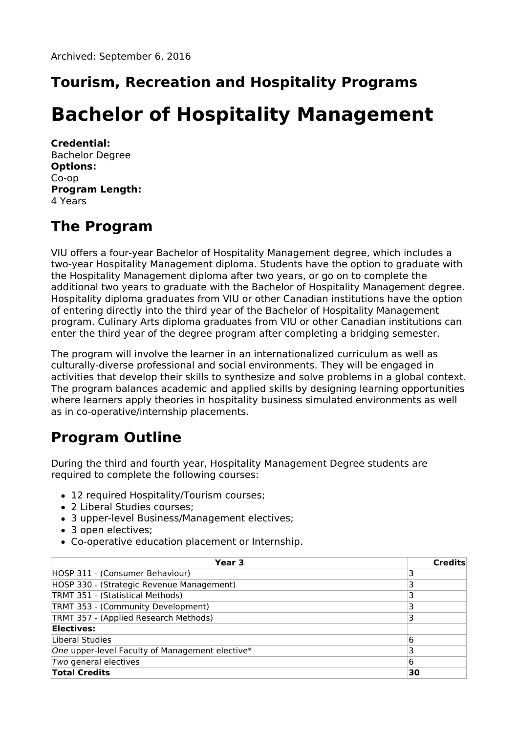Archived: September 6, 2016

## Tourism, Recreation and Hospitality Programs

# Bachelor of Hospitality Management

**Credential:**
Bachelor Degree
**Options:**
Co-op
**Program Length:**
4 Years

## The Program

VIU offers a four-year Bachelor of Hospitality Management degree, which includes a two-year Hospitality Management diploma. Students have the option to graduate with the Hospitality Management diploma after two years, or go on to complete the additional two years to graduate with the Bachelor of Hospitality Management degree. Hospitality diploma graduates from VIU or other Canadian institutions have the option of entering directly into the third year of the Bachelor of Hospitality Management program. Culinary Arts diploma graduates from VIU or other Canadian institutions can enter the third year of the degree program after completing a bridging semester.

The program will involve the learner in an internationalized curriculum as well as culturally-diverse professional and social environments. They will be engaged in activities that develop their skills to synthesize and solve problems in a global context. The program balances academic and applied skills by designing learning opportunities where learners apply theories in hospitality business simulated environments as well as in co-operative/internship placements.

## Program Outline

During the third and fourth year, Hospitality Management Degree students are required to complete the following courses:

- 12 required Hospitality/Tourism courses;
- 2 Liberal Studies courses;
- 3 upper-level Business/Management electives;
- 3 open electives;
- Co-operative education placement or Internship.

| Year 3 | Credits |
|---|---|
| HOSP 311 - (Consumer Behaviour) | 3 |
| HOSP 330 - (Strategic Revenue Management) | 3 |
| TRMT 351 - (Statistical Methods) | 3 |
| TRMT 353 - (Community Development) | 3 |
| TRMT 357 - (Applied Research Methods) | 3 |
| **Electives:** | |
| Liberal Studies | 6 |
| *One* upper-level Faculty of Management elective* | 3 |
| *Two* general electives | 6 |
| **Total Credits** | **30** |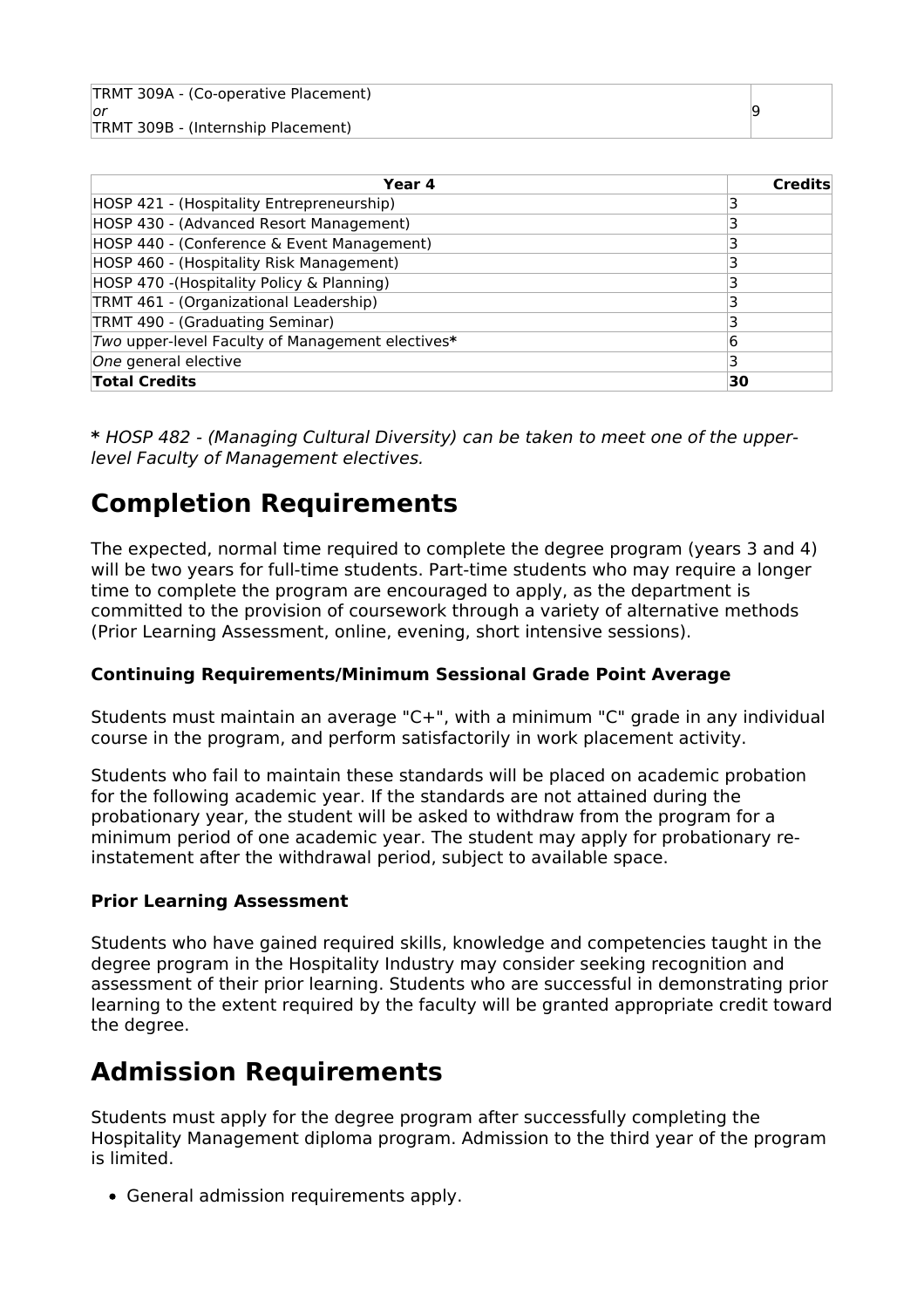| | |
|---|---|
| TRMT 309A - (Co-operative Placement)<br>*or*<br>TRMT 309B - (Internship Placement) | 9 |

| Year 4 | Credits |
|---|---|
| HOSP 421 - (Hospitality Entrepreneurship) | 3 |
| HOSP 430 - (Advanced Resort Management) | 3 |
| HOSP 440 - (Conference & Event Management) | 3 |
| HOSP 460 - (Hospitality Risk Management) | 3 |
| HOSP 470 -(Hospitality Policy & Planning) | 3 |
| TRMT 461 - (Organizational Leadership) | 3 |
| TRMT 490 - (Graduating Seminar) | 3 |
| *Two* upper-level Faculty of Management electives* | 6 |
| *One* general elective | 3 |
| **Total Credits** | **30** |

**\*** *HOSP 482 - (Managing Cultural Diversity) can be taken to meet one of the upper-level Faculty of Management electives.*

# Completion Requirements

The expected, normal time required to complete the degree program (years 3 and 4) will be two years for full-time students. Part-time students who may require a longer time to complete the program are encouraged to apply, as the department is committed to the provision of coursework through a variety of alternative methods (Prior Learning Assessment, online, evening, short intensive sessions).

### Continuing Requirements/Minimum Sessional Grade Point Average

Students must maintain an average "C+", with a minimum "C" grade in any individual course in the program, and perform satisfactorily in work placement activity.

Students who fail to maintain these standards will be placed on academic probation for the following academic year. If the standards are not attained during the probationary year, the student will be asked to withdraw from the program for a minimum period of one academic year. The student may apply for probationary re-instatement after the withdrawal period, subject to available space.

### Prior Learning Assessment

Students who have gained required skills, knowledge and competencies taught in the degree program in the Hospitality Industry may consider seeking recognition and assessment of their prior learning. Students who are successful in demonstrating prior learning to the extent required by the faculty will be granted appropriate credit toward the degree.

# Admission Requirements

Students must apply for the degree program after successfully completing the Hospitality Management diploma program. Admission to the third year of the program is limited.

- General admission requirements apply.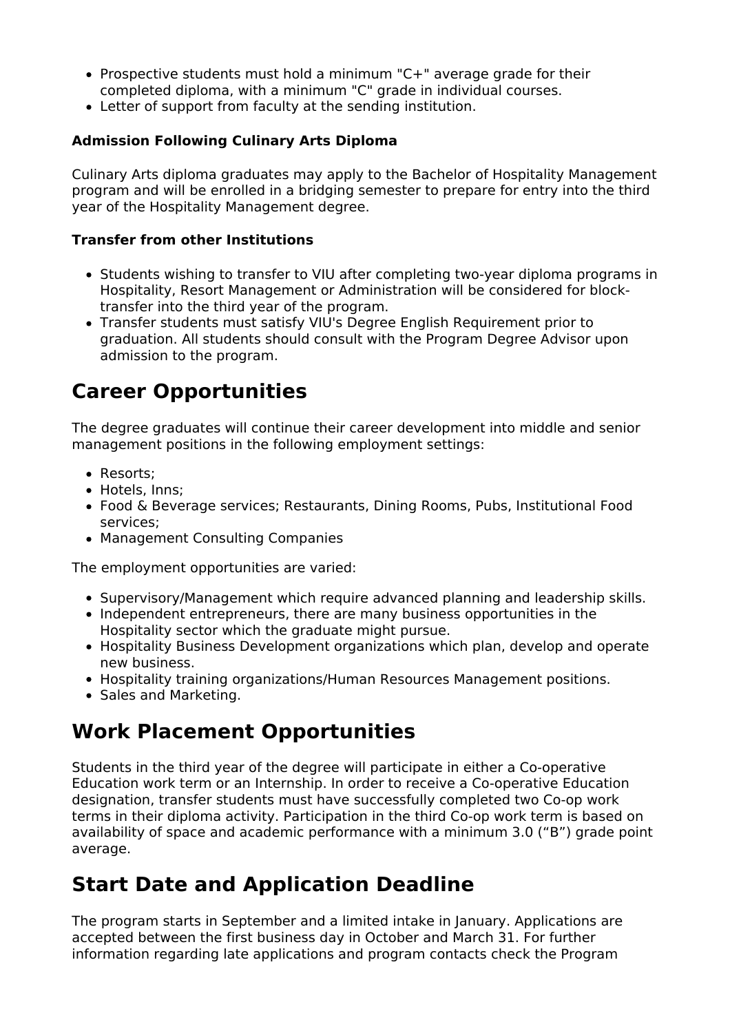- Prospective students must hold a minimum "C+" average grade for their completed diploma, with a minimum "C" grade in individual courses.
- Letter of support from faculty at the sending institution.

**Admission Following Culinary Arts Diploma**

Culinary Arts diploma graduates may apply to the Bachelor of Hospitality Management program and will be enrolled in a bridging semester to prepare for entry into the third year of the Hospitality Management degree.

**Transfer from other Institutions**

- Students wishing to transfer to VIU after completing two-year diploma programs in Hospitality, Resort Management or Administration will be considered for block-transfer into the third year of the program.
- Transfer students must satisfy VIU's Degree English Requirement prior to graduation. All students should consult with the Program Degree Advisor upon admission to the program.

# Career Opportunities

The degree graduates will continue their career development into middle and senior management positions in the following employment settings:

- Resorts;
- Hotels, Inns;
- Food & Beverage services; Restaurants, Dining Rooms, Pubs, Institutional Food services;
- Management Consulting Companies

The employment opportunities are varied:

- Supervisory/Management which require advanced planning and leadership skills.
- Independent entrepreneurs, there are many business opportunities in the Hospitality sector which the graduate might pursue.
- Hospitality Business Development organizations which plan, develop and operate new business.
- Hospitality training organizations/Human Resources Management positions.
- Sales and Marketing.

# Work Placement Opportunities

Students in the third year of the degree will participate in either a Co-operative Education work term or an Internship. In order to receive a Co-operative Education designation, transfer students must have successfully completed two Co-op work terms in their diploma activity. Participation in the third Co-op work term is based on availability of space and academic performance with a minimum 3.0 (“B”) grade point average.

# Start Date and Application Deadline

The program starts in September and a limited intake in January. Applications are accepted between the first business day in October and March 31. For further information regarding late applications and program contacts check the Program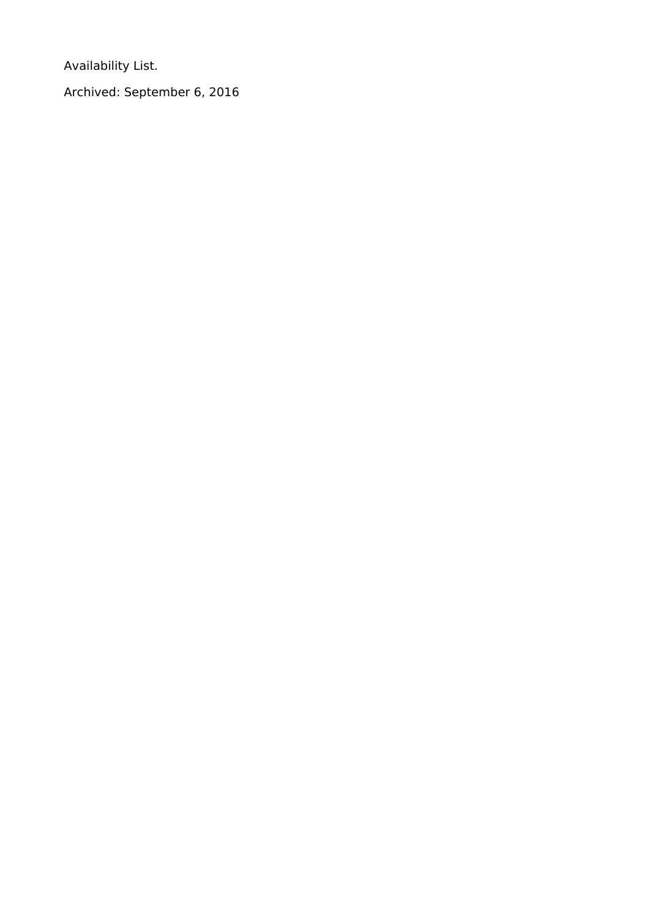Availability List.

Archived: September 6, 2016